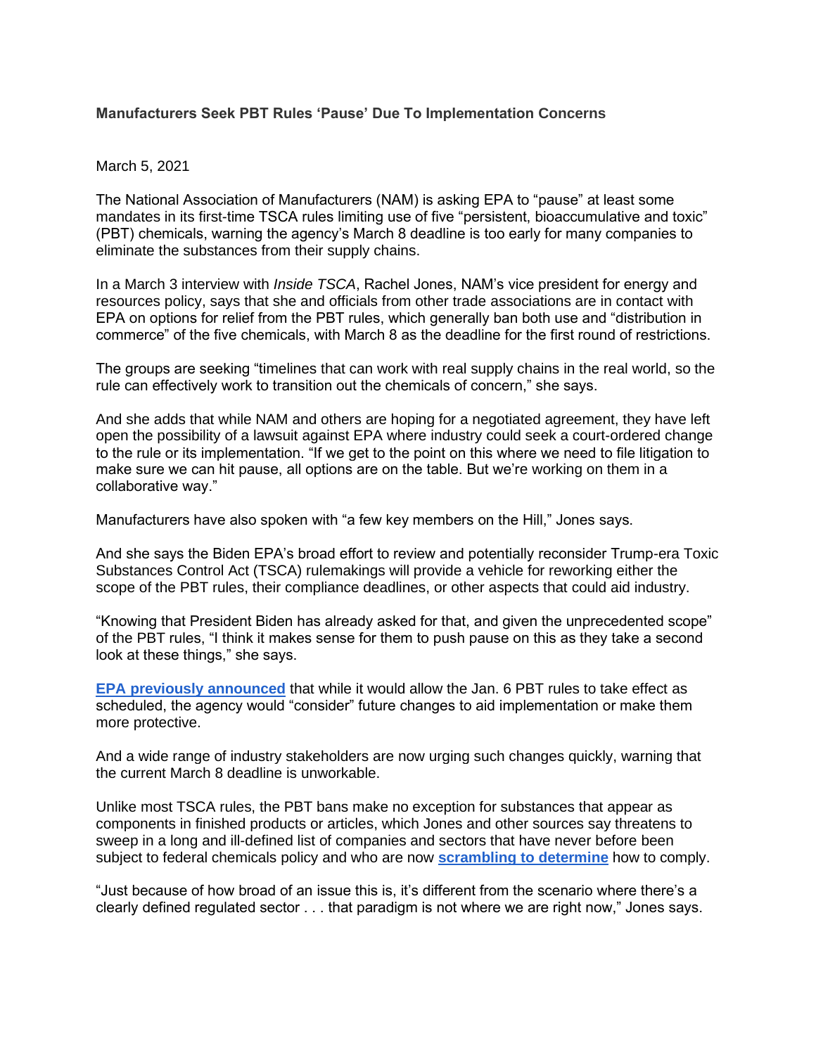**Manufacturers Seek PBT Rules 'Pause' Due To Implementation Concerns**

March 5, 2021

The National Association of Manufacturers (NAM) is asking EPA to "pause" at least some mandates in its first-time TSCA rules limiting use of five "persistent, bioaccumulative and toxic" (PBT) chemicals, warning the agency's March 8 deadline is too early for many companies to eliminate the substances from their supply chains.

In a March 3 interview with *Inside TSCA*, Rachel Jones, NAM's vice president for energy and resources policy, says that she and officials from other trade associations are in contact with EPA on options for relief from the PBT rules, which generally ban both use and "distribution in commerce" of the five chemicals, with March 8 as the deadline for the first round of restrictions.

The groups are seeking "timelines that can work with real supply chains in the real world, so the rule can effectively work to transition out the chemicals of concern," she says.

And she adds that while NAM and others are hoping for a negotiated agreement, they have left open the possibility of a lawsuit against EPA where industry could seek a court-ordered change to the rule or its implementation. "If we get to the point on this where we need to file litigation to make sure we can hit pause, all options are on the table. But we're working on them in a collaborative way."

Manufacturers have also spoken with "a few key members on the Hill," Jones says.

And she says the Biden EPA's broad effort to review and potentially reconsider Trump-era Toxic Substances Control Act (TSCA) rulemakings will provide a vehicle for reworking either the scope of the PBT rules, their compliance deadlines, or other aspects that could aid industry.

"Knowing that President Biden has already asked for that, and given the unprecedented scope" of the PBT rules, "I think it makes sense for them to push pause on this as they take a second look at these things," she says.

**EPA previously announced** that while it would allow the Jan. 6 PBT rules to take effect as scheduled, the agency would "consider" future changes to aid implementation or make them more protective.

And a wide range of industry stakeholders are now urging such changes quickly, warning that the current March 8 deadline is unworkable.

Unlike most TSCA rules, the PBT bans make no exception for substances that appear as components in finished products or articles, which Jones and other sources say threatens to sweep in a long and ill-defined list of companies and sectors that have never before been subject to federal chemicals policy and who are now **scrambling to determine** how to comply.

"Just because of how broad of an issue this is, it's different from the scenario where there's a clearly defined regulated sector . . . that paradigm is not where we are right now," Jones says.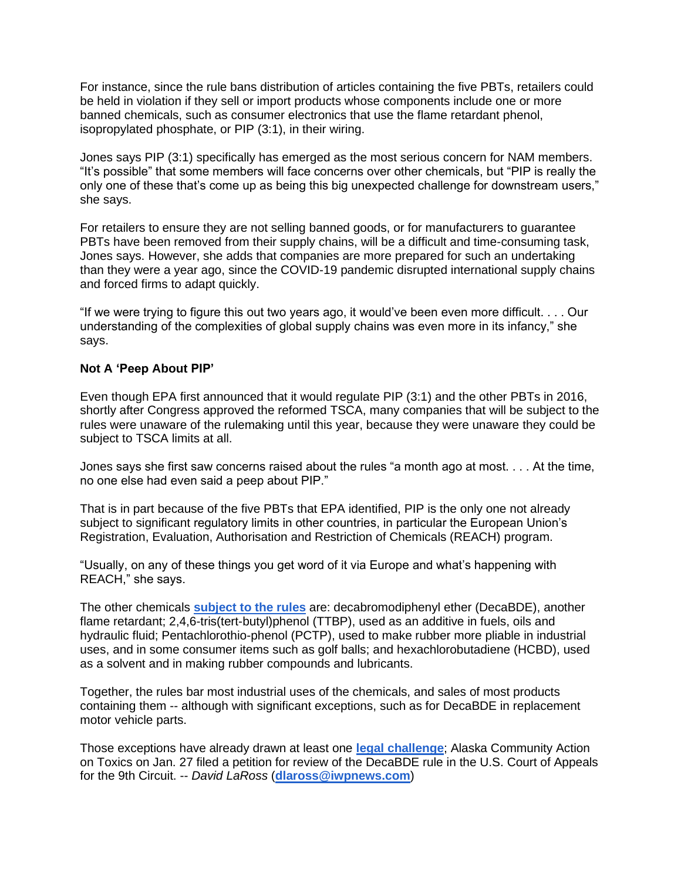For instance, since the rule bans distribution of articles containing the five PBTs, retailers could be held in violation if they sell or import products whose components include one or more banned chemicals, such as consumer electronics that use the flame retardant phenol, isopropylated phosphate, or PIP (3:1), in their wiring.

Jones says PIP (3:1) specifically has emerged as the most serious concern for NAM members. "It's possible" that some members will face concerns over other chemicals, but "PIP is really the only one of these that's come up as being this big unexpected challenge for downstream users," she says.

For retailers to ensure they are not selling banned goods, or for manufacturers to guarantee PBTs have been removed from their supply chains, will be a difficult and time-consuming task, Jones says. However, she adds that companies are more prepared for such an undertaking than they were a year ago, since the COVID-19 pandemic disrupted international supply chains and forced firms to adapt quickly.

"If we were trying to figure this out two years ago, it would've been even more difficult. . . . Our understanding of the complexities of global supply chains was even more in its infancy," she says.

**Not A 'Peep About PIP'**

Even though EPA first announced that it would regulate PIP (3:1) and the other PBTs in 2016, shortly after Congress approved the reformed TSCA, many companies that will be subject to the rules were unaware of the rulemaking until this year, because they were unaware they could be subject to TSCA limits at all.

Jones says she first saw concerns raised about the rules "a month ago at most. . . . At the time, no one else had even said a peep about PIP."

That is in part because of the five PBTs that EPA identified, PIP is the only one not already subject to significant regulatory limits in other countries, in particular the European Union's Registration, Evaluation, Authorisation and Restriction of Chemicals (REACH) program.

"Usually, on any of these things you get word of it via Europe and what's happening with REACH," she says.

The other chemicals **subject to the rules** are: decabromodiphenyl ether (DecaBDE), another flame retardant; 2,4,6-tris(tert-butyl)phenol (TTBP), used as an additive in fuels, oils and hydraulic fluid; Pentachlorothio-phenol (PCTP), used to make rubber more pliable in industrial uses, and in some consumer items such as golf balls; and hexachlorobutadiene (HCBD), used as a solvent and in making rubber compounds and lubricants.

Together, the rules bar most industrial uses of the chemicals, and sales of most products containing them -- although with significant exceptions, such as for DecaBDE in replacement motor vehicle parts.

Those exceptions have already drawn at least one **legal challenge**; Alaska Community Action on Toxics on Jan. 27 filed a petition for review of the DecaBDE rule in the U.S. Court of Appeals for the 9th Circuit. -- *David LaRoss* (**dlaross@iwpnews.com**)